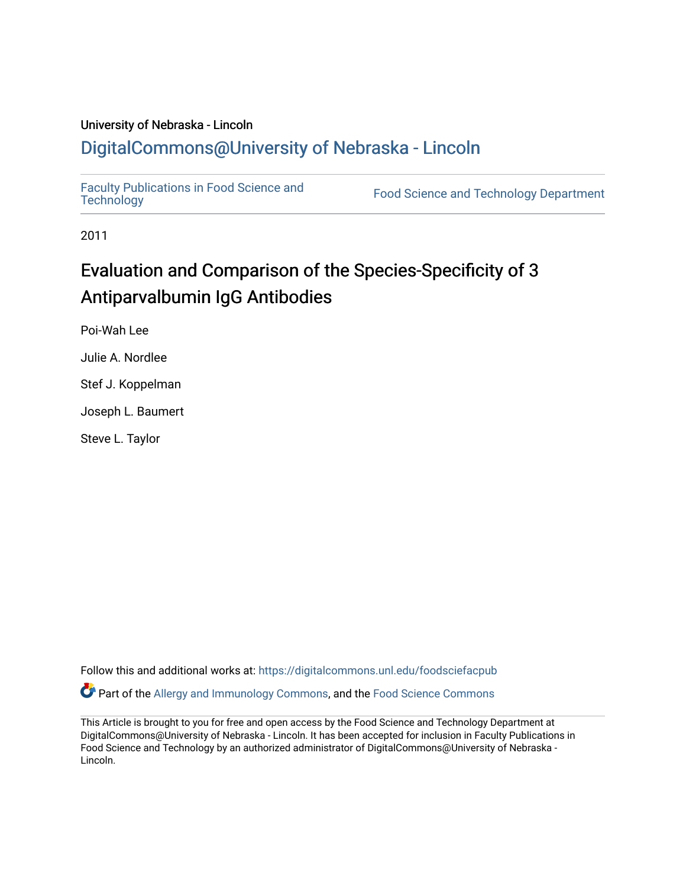University of Nebraska - Lincoln

## DigitalCommons@University of Nebraska - Lincoln

Faculty Publications in Food Science and Technology

Food Science and Technology Department

2011

# Evaluation and Comparison of the Species-Specificity of 3 Antiparvalbumin IgG Antibodies

Poi-Wah Lee

Julie A. Nordlee

Stef J. Koppelman

Joseph L. Baumert

Steve L. Taylor

Follow this and additional works at: https://digitalcommons.unl.edu/foodsciefacpub

Part of the Allergy and Immunology Commons, and the Food Science Commons

This Article is brought to you for free and open access by the Food Science and Technology Department at DigitalCommons@University of Nebraska - Lincoln. It has been accepted for inclusion in Faculty Publications in Food Science and Technology by an authorized administrator of DigitalCommons@University of Nebraska - Lincoln.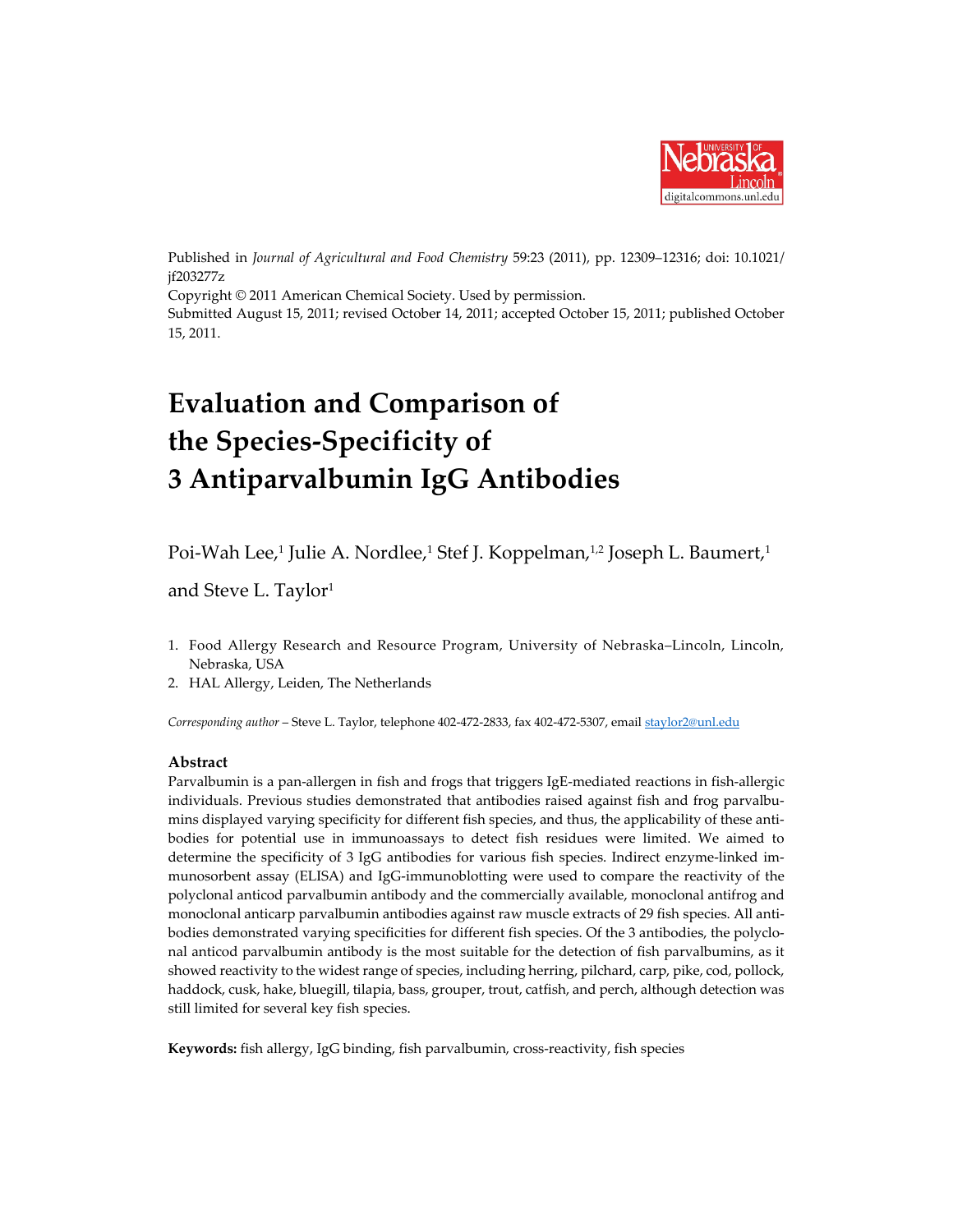Published in *Journal of Agricultural and Food Chemistry* 59:23 (2011), pp. 12309–12316; doi: 10.1021/jf203277z
Copyright © 2011 American Chemical Society. Used by permission.
Submitted August 15, 2011; revised October 14, 2011; accepted October 15, 2011; published October 15, 2011.

# Evaluation and Comparison of the Species-Specificity of 3 Antiparvalbumin IgG Antibodies

Poi-Wah Lee,[1] Julie A. Nordlee,[1] Stef J. Koppelman,[1,2] Joseph L. Baumert,[1] and Steve L. Taylor[1]

1. Food Allergy Research and Resource Program, University of Nebraska–Lincoln, Lincoln, Nebraska, USA
2. HAL Allergy, Leiden, The Netherlands

*Corresponding author* – Steve L. Taylor, telephone 402-472-2833, fax 402-472-5307, email staylor2@unl.edu

## Abstract

Parvalbumin is a pan-allergen in fish and frogs that triggers IgE-mediated reactions in fish-allergic individuals. Previous studies demonstrated that antibodies raised against fish and frog parvalbumins displayed varying specificity for different fish species, and thus, the applicability of these antibodies for potential use in immunoassays to detect fish residues were limited. We aimed to determine the specificity of 3 IgG antibodies for various fish species. Indirect enzyme-linked immunosorbent assay (ELISA) and IgG-immunoblotting were used to compare the reactivity of the polyclonal anticod parvalbumin antibody and the commercially available, monoclonal antifrog and monoclonal anticarp parvalbumin antibodies against raw muscle extracts of 29 fish species. All antibodies demonstrated varying specificities for different fish species. Of the 3 antibodies, the polyclonal anticod parvalbumin antibody is the most suitable for the detection of fish parvalbumins, as it showed reactivity to the widest range of species, including herring, pilchard, carp, pike, cod, pollock, haddock, cusk, hake, bluegill, tilapia, bass, grouper, trout, catfish, and perch, although detection was still limited for several key fish species.

**Keywords:** fish allergy, IgG binding, fish parvalbumin, cross-reactivity, fish species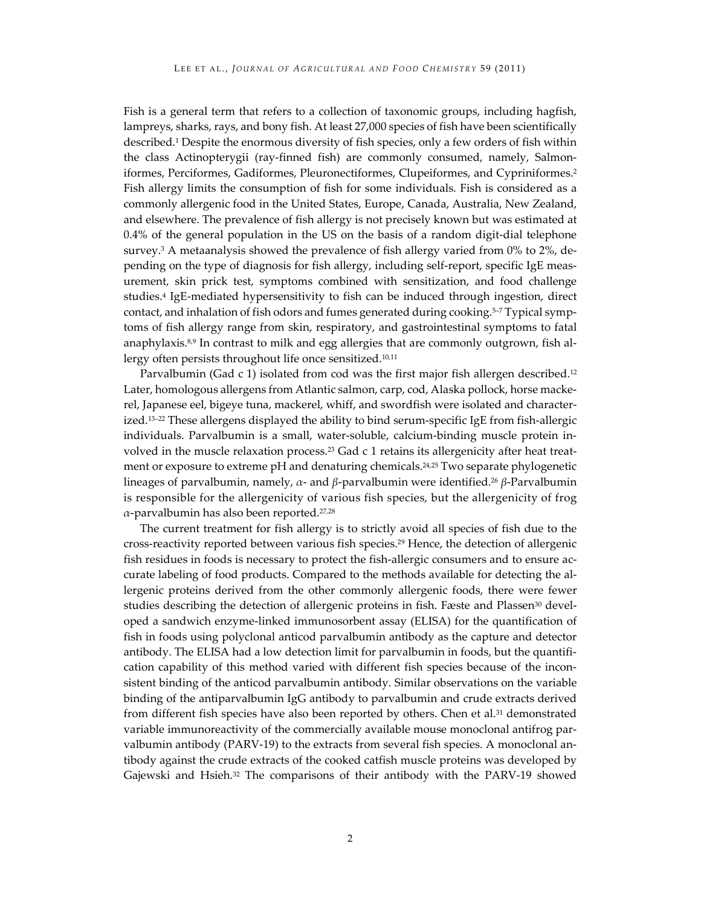Fish is a general term that refers to a collection of taxonomic groups, including hagfish, lampreys, sharks, rays, and bony fish. At least 27,000 species of fish have been scientifically described.[1] Despite the enormous diversity of fish species, only a few orders of fish within the class Actinopterygii (ray-finned fish) are commonly consumed, namely, Salmoniformes, Perciformes, Gadiformes, Pleuronectiformes, Clupeiformes, and Cypriniformes.[2] Fish allergy limits the consumption of fish for some individuals. Fish is considered as a commonly allergenic food in the United States, Europe, Canada, Australia, New Zealand, and elsewhere. The prevalence of fish allergy is not precisely known but was estimated at 0.4% of the general population in the US on the basis of a random digit-dial telephone survey.[3] A metaanalysis showed the prevalence of fish allergy varied from 0% to 2%, depending on the type of diagnosis for fish allergy, including self-report, specific IgE measurement, skin prick test, symptoms combined with sensitization, and food challenge studies.[4] IgE-mediated hypersensitivity to fish can be induced through ingestion, direct contact, and inhalation of fish odors and fumes generated during cooking.[5–7] Typical symptoms of fish allergy range from skin, respiratory, and gastrointestinal symptoms to fatal anaphylaxis.[8,9] In contrast to milk and egg allergies that are commonly outgrown, fish allergy often persists throughout life once sensitized.[10,11]

Parvalbumin (Gad c 1) isolated from cod was the first major fish allergen described.[12] Later, homologous allergens from Atlantic salmon, carp, cod, Alaska pollock, horse mackerel, Japanese eel, bigeye tuna, mackerel, whiff, and swordfish were isolated and characterized.[13–22] These allergens displayed the ability to bind serum-specific IgE from fish-allergic individuals. Parvalbumin is a small, water-soluble, calcium-binding muscle protein involved in the muscle relaxation process.[23] Gad c 1 retains its allergenicity after heat treatment or exposure to extreme pH and denaturing chemicals.[24,25] Two separate phylogenetic lineages of parvalbumin, namely, $\alpha$- and $\beta$-parvalbumin were identified.[26] $\beta$-Parvalbumin is responsible for the allergenicity of various fish species, but the allergenicity of frog $\alpha$-parvalbumin has also been reported.[27,28]

The current treatment for fish allergy is to strictly avoid all species of fish due to the cross-reactivity reported between various fish species.[29] Hence, the detection of allergenic fish residues in foods is necessary to protect the fish-allergic consumers and to ensure accurate labeling of food products. Compared to the methods available for detecting the allergenic proteins derived from the other commonly allergenic foods, there were fewer studies describing the detection of allergenic proteins in fish. Fæste and Plassen[30] developed a sandwich enzyme-linked immunosorbent assay (ELISA) for the quantification of fish in foods using polyclonal anticod parvalbumin antibody as the capture and detector antibody. The ELISA had a low detection limit for parvalbumin in foods, but the quantification capability of this method varied with different fish species because of the inconsistent binding of the anticod parvalbumin antibody. Similar observations on the variable binding of the antiparvalbumin IgG antibody to parvalbumin and crude extracts derived from different fish species have also been reported by others. Chen et al.[31] demonstrated variable immunoreactivity of the commercially available mouse monoclonal antifrog parvalbumin antibody (PARV-19) to the extracts from several fish species. A monoclonal antibody against the crude extracts of the cooked catfish muscle proteins was developed by Gajewski and Hsieh.[32] The comparisons of their antibody with the PARV-19 showed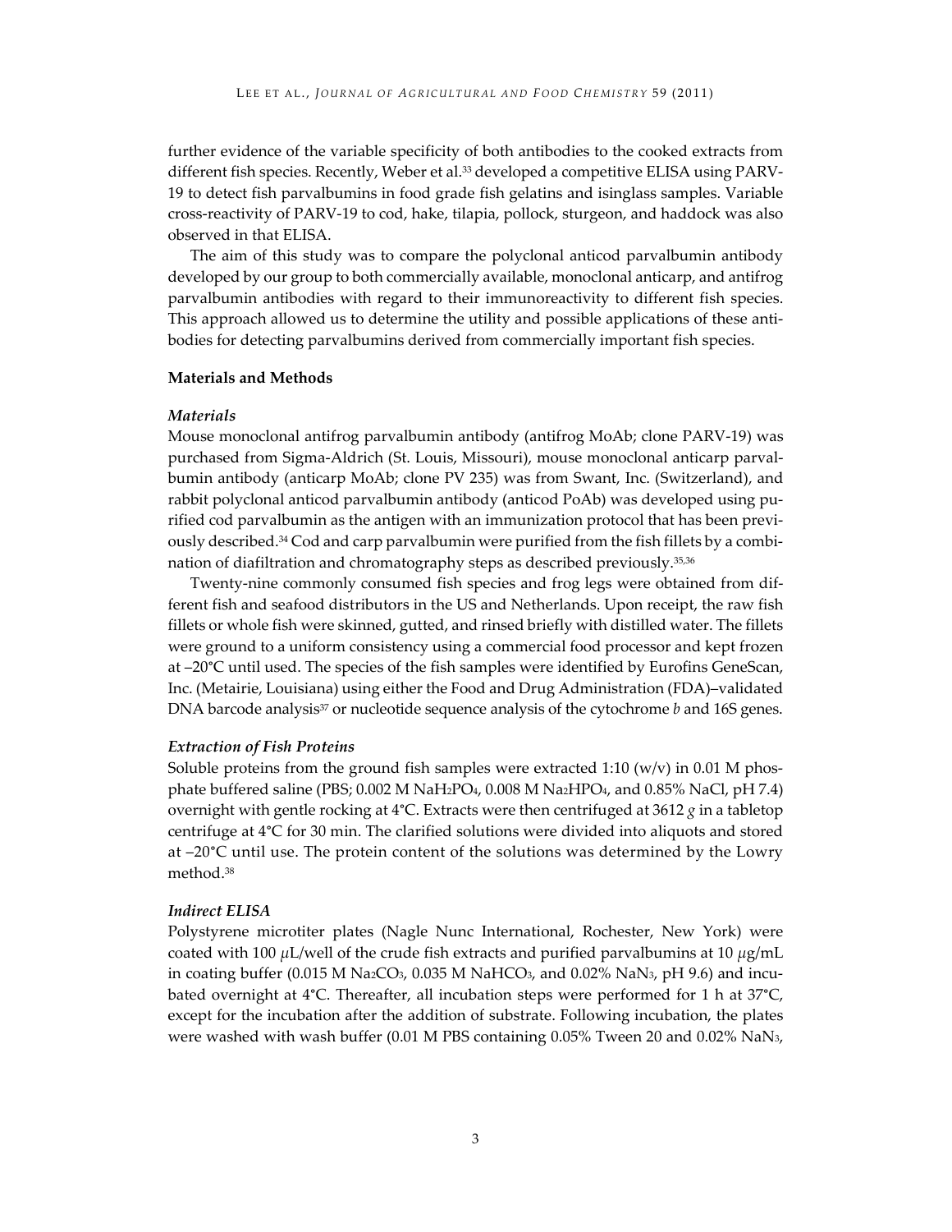further evidence of the variable specificity of both antibodies to the cooked extracts from different fish species. Recently, Weber et al.[33] developed a competitive ELISA using PARV-19 to detect fish parvalbumins in food grade fish gelatins and isinglass samples. Variable cross-reactivity of PARV-19 to cod, hake, tilapia, pollock, sturgeon, and haddock was also observed in that ELISA.

The aim of this study was to compare the polyclonal anticod parvalbumin antibody developed by our group to both commercially available, monoclonal anticarp, and antifrog parvalbumin antibodies with regard to their immunoreactivity to different fish species. This approach allowed us to determine the utility and possible applications of these antibodies for detecting parvalbumins derived from commercially important fish species.

## Materials and Methods

### *Materials*

Mouse monoclonal antifrog parvalbumin antibody (antifrog MoAb; clone PARV-19) was purchased from Sigma-Aldrich (St. Louis, Missouri), mouse monoclonal anticarp parvalbumin antibody (anticarp MoAb; clone PV 235) was from Swant, Inc. (Switzerland), and rabbit polyclonal anticod parvalbumin antibody (anticod PoAb) was developed using purified cod parvalbumin as the antigen with an immunization protocol that has been previously described.[34] Cod and carp parvalbumin were purified from the fish fillets by a combination of diafiltration and chromatography steps as described previously.[35,36]

Twenty-nine commonly consumed fish species and frog legs were obtained from different fish and seafood distributors in the US and Netherlands. Upon receipt, the raw fish fillets or whole fish were skinned, gutted, and rinsed briefly with distilled water. The fillets were ground to a uniform consistency using a commercial food processor and kept frozen at –20°C until used. The species of the fish samples were identified by Eurofins GeneScan, Inc. (Metairie, Louisiana) using either the Food and Drug Administration (FDA)–validated DNA barcode analysis[37] or nucleotide sequence analysis of the cytochrome *b* and 16S genes.

### *Extraction of Fish Proteins*

Soluble proteins from the ground fish samples were extracted 1:10 (w/v) in 0.01 M phosphate buffered saline (PBS; 0.002 M $NaH_2PO_4$, 0.008 M $Na_2HPO_4$, and 0.85% NaCl, pH 7.4) overnight with gentle rocking at 4°C. Extracts were then centrifuged at 3612 *g* in a tabletop centrifuge at 4°C for 30 min. The clarified solutions were divided into aliquots and stored at –20°C until use. The protein content of the solutions was determined by the Lowry method.[38]

### *Indirect ELISA*

Polystyrene microtiter plates (Nagle Nunc International, Rochester, New York) were coated with 100 $\mu$L/well of the crude fish extracts and purified parvalbumins at 10 $\mu$g/mL in coating buffer (0.015 M $Na_2CO_3$, 0.035 M $NaHCO_3$, and 0.02% $NaN_3$, pH 9.6) and incubated overnight at 4°C. Thereafter, all incubation steps were performed for 1 h at 37°C, except for the incubation after the addition of substrate. Following incubation, the plates were washed with wash buffer (0.01 M PBS containing 0.05% Tween 20 and 0.02% $NaN_3$,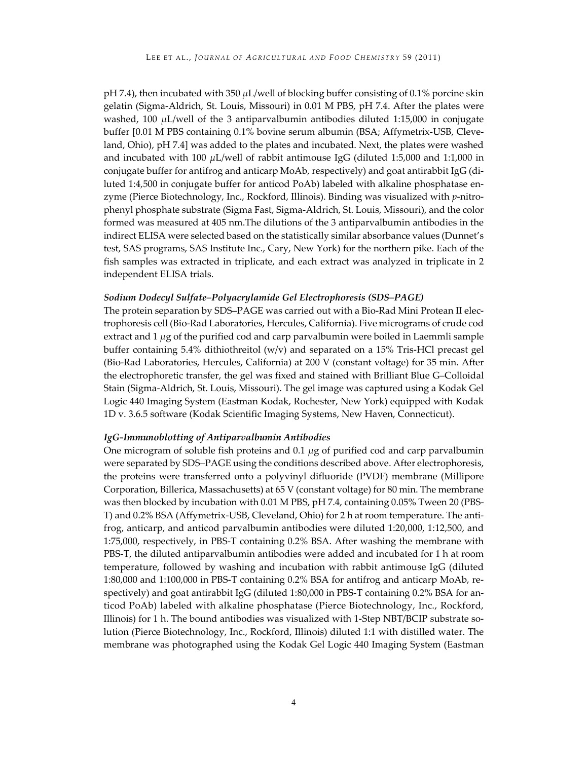pH 7.4), then incubated with 350 μL/well of blocking buffer consisting of 0.1% porcine skin gelatin (Sigma-Aldrich, St. Louis, Missouri) in 0.01 M PBS, pH 7.4. After the plates were washed, 100 μL/well of the 3 antiparvalbumin antibodies diluted 1:15,000 in conjugate buffer [0.01 M PBS containing 0.1% bovine serum albumin (BSA; Affymetrix-USB, Cleveland, Ohio), pH 7.4] was added to the plates and incubated. Next, the plates were washed and incubated with 100 μL/well of rabbit antimouse IgG (diluted 1:5,000 and 1:1,000 in conjugate buffer for antifrog and anticarp MoAb, respectively) and goat antirabbit IgG (diluted 1:4,500 in conjugate buffer for anticod PoAb) labeled with alkaline phosphatase enzyme (Pierce Biotechnology, Inc., Rockford, Illinois). Binding was visualized with *p*-nitrophenyl phosphate substrate (Sigma Fast, Sigma-Aldrich, St. Louis, Missouri), and the color formed was measured at 405 nm.The dilutions of the 3 antiparvalbumin antibodies in the indirect ELISA were selected based on the statistically similar absorbance values (Dunnet's test, SAS programs, SAS Institute Inc., Cary, New York) for the northern pike. Each of the fish samples was extracted in triplicate, and each extract was analyzed in triplicate in 2 independent ELISA trials.

### *Sodium Dodecyl Sulfate–Polyacrylamide Gel Electrophoresis (SDS–PAGE)*

The protein separation by SDS–PAGE was carried out with a Bio-Rad Mini Protean II electrophoresis cell (Bio-Rad Laboratories, Hercules, California). Five micrograms of crude cod extract and 1 μg of the purified cod and carp parvalbumin were boiled in Laemmli sample buffer containing 5.4% dithiothreitol (w/v) and separated on a 15% Tris-HCl precast gel (Bio-Rad Laboratories, Hercules, California) at 200 V (constant voltage) for 35 min. After the electrophoretic transfer, the gel was fixed and stained with Brilliant Blue G–Colloidal Stain (Sigma-Aldrich, St. Louis, Missouri). The gel image was captured using a Kodak Gel Logic 440 Imaging System (Eastman Kodak, Rochester, New York) equipped with Kodak 1D v. 3.6.5 software (Kodak Scientific Imaging Systems, New Haven, Connecticut).

### *IgG-Immunoblotting of Antiparvalbumin Antibodies*

One microgram of soluble fish proteins and 0.1 μg of purified cod and carp parvalbumin were separated by SDS–PAGE using the conditions described above. After electrophoresis, the proteins were transferred onto a polyvinyl difluoride (PVDF) membrane (Millipore Corporation, Billerica, Massachusetts) at 65 V (constant voltage) for 80 min. The membrane was then blocked by incubation with 0.01 M PBS, pH 7.4, containing 0.05% Tween 20 (PBS-T) and 0.2% BSA (Affymetrix-USB, Cleveland, Ohio) for 2 h at room temperature. The antifrog, anticarp, and anticod parvalbumin antibodies were diluted 1:20,000, 1:12,500, and 1:75,000, respectively, in PBS-T containing 0.2% BSA. After washing the membrane with PBS-T, the diluted antiparvalbumin antibodies were added and incubated for 1 h at room temperature, followed by washing and incubation with rabbit antimouse IgG (diluted 1:80,000 and 1:100,000 in PBS-T containing 0.2% BSA for antifrog and anticarp MoAb, respectively) and goat antirabbit IgG (diluted 1:80,000 in PBS-T containing 0.2% BSA for anticod PoAb) labeled with alkaline phosphatase (Pierce Biotechnology, Inc., Rockford, Illinois) for 1 h. The bound antibodies was visualized with 1-Step NBT/BCIP substrate solution (Pierce Biotechnology, Inc., Rockford, Illinois) diluted 1:1 with distilled water. The membrane was photographed using the Kodak Gel Logic 440 Imaging System (Eastman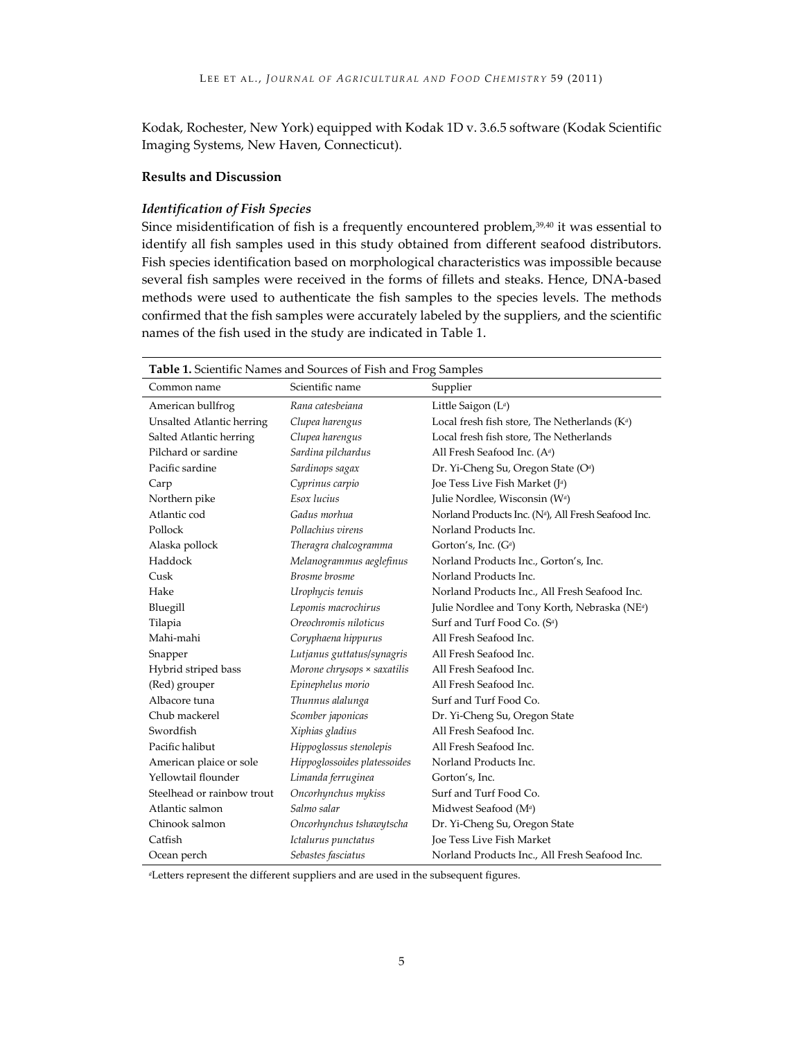Kodak, Rochester, New York) equipped with Kodak 1D v. 3.6.5 software (Kodak Scientific Imaging Systems, New Haven, Connecticut).

## Results and Discussion

### *Identification of Fish Species*

Since misidentification of fish is a frequently encountered problem,[39,40] it was essential to identify all fish samples used in this study obtained from different seafood distributors. Fish species identification based on morphological characteristics was impossible because several fish samples were received in the forms of fillets and steaks. Hence, DNA-based methods were used to authenticate the fish samples to the species levels. The methods confirmed that the fish samples were accurately labeled by the suppliers, and the scientific names of the fish used in the study are indicated in Table 1.

**Table 1.** Scientific Names and Sources of Fish and Frog Samples

| Common name | Scientific name | Supplier |
|---|---|---|
| American bullfrog | *Rana catesbeiana* | Little Saigon (L[a]) |
| Unsalted Atlantic herring | *Clupea harengus* | Local fresh fish store, The Netherlands (K[a]) |
| Salted Atlantic herring | *Clupea harengus* | Local fresh fish store, The Netherlands |
| Pilchard or sardine | *Sardina pilchardus* | All Fresh Seafood Inc. (A[a]) |
| Pacific sardine | *Sardinops sagax* | Dr. Yi-Cheng Su, Oregon State (O[a]) |
| Carp | *Cyprinus carpio* | Joe Tess Live Fish Market (J[a]) |
| Northern pike | *Esox lucius* | Julie Nordlee, Wisconsin (W[a]) |
| Atlantic cod | *Gadus morhua* | Norland Products Inc. (N[a]), All Fresh Seafood Inc. |
| Pollock | *Pollachius virens* | Norland Products Inc. |
| Alaska pollock | *Theragra chalcogramma* | Gorton's, Inc. (G[a]) |
| Haddock | *Melanogrammus aeglefinus* | Norland Products Inc., Gorton's, Inc. |
| Cusk | *Brosme brosme* | Norland Products Inc. |
| Hake | *Urophycis tenuis* | Norland Products Inc., All Fresh Seafood Inc. |
| Bluegill | *Lepomis macrochirus* | Julie Nordlee and Tony Korth, Nebraska (NE[a]) |
| Tilapia | *Oreochromis niloticus* | Surf and Turf Food Co. (S[a]) |
| Mahi-mahi | *Coryphaena hippurus* | All Fresh Seafood Inc. |
| Snapper | *Lutjanus guttatus/synagris* | All Fresh Seafood Inc. |
| Hybrid striped bass | *Morone chrysops × saxatilis* | All Fresh Seafood Inc. |
| (Red) grouper | *Epinephelus morio* | All Fresh Seafood Inc. |
| Albacore tuna | *Thunnus alalunga* | Surf and Turf Food Co. |
| Chub mackerel | *Scomber japonicas* | Dr. Yi-Cheng Su, Oregon State |
| Swordfish | *Xiphias gladius* | All Fresh Seafood Inc. |
| Pacific halibut | *Hippoglossus stenolepis* | All Fresh Seafood Inc. |
| American plaice or sole | *Hippoglossoides platessoides* | Norland Products Inc. |
| Yellowtail flounder | *Limanda ferruginea* | Gorton's, Inc. |
| Steelhead or rainbow trout | *Oncorhynchus mykiss* | Surf and Turf Food Co. |
| Atlantic salmon | *Salmo salar* | Midwest Seafood (M[a]) |
| Chinook salmon | *Oncorhynchus tshawytscha* | Dr. Yi-Cheng Su, Oregon State |
| Catfish | *Ictalurus punctatus* | Joe Tess Live Fish Market |
| Ocean perch | *Sebastes fasciatus* | Norland Products Inc., All Fresh Seafood Inc. |

[a]Letters represent the different suppliers and are used in the subsequent figures.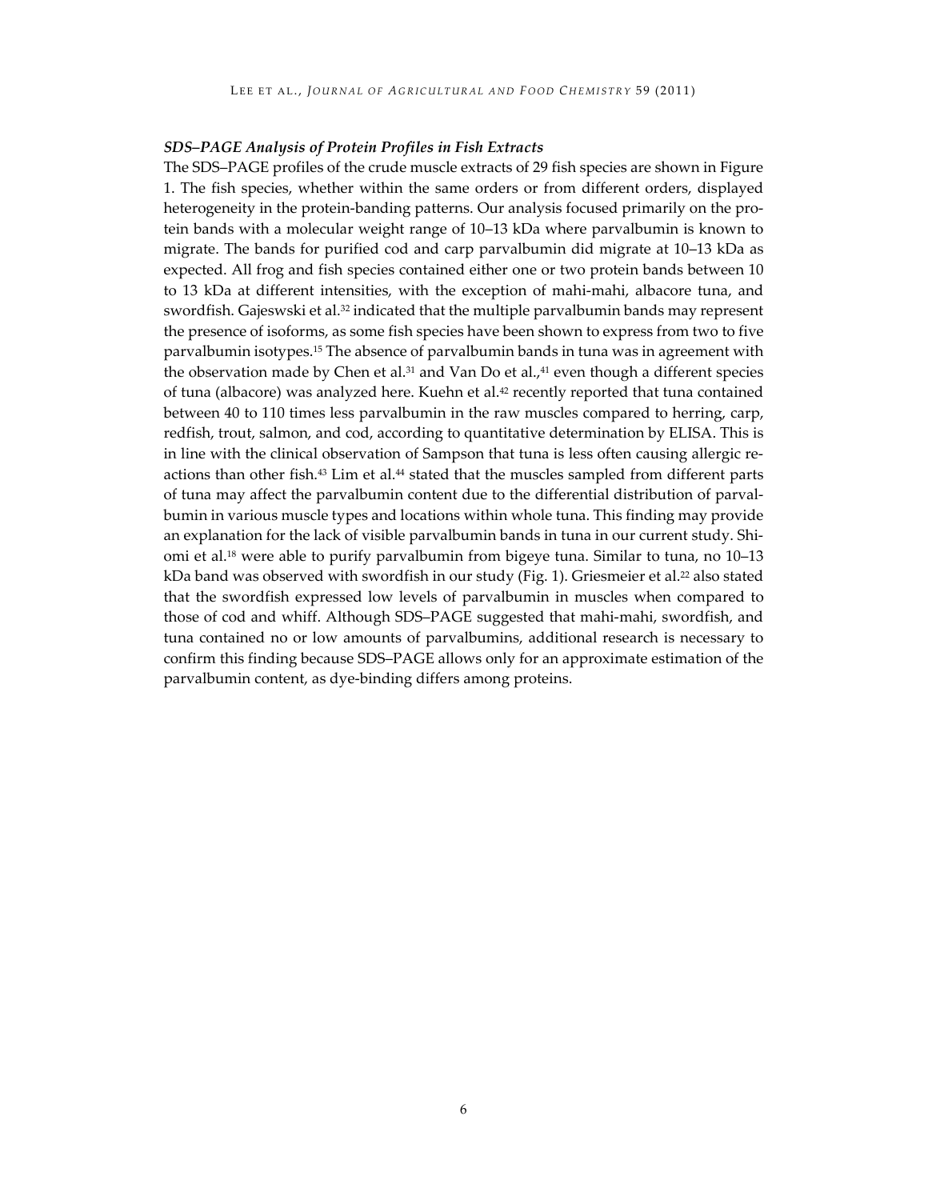### *SDS–PAGE Analysis of Protein Profiles in Fish Extracts*

The SDS–PAGE profiles of the crude muscle extracts of 29 fish species are shown in Figure 1. The fish species, whether within the same orders or from different orders, displayed heterogeneity in the protein-banding patterns. Our analysis focused primarily on the protein bands with a molecular weight range of 10–13 kDa where parvalbumin is known to migrate. The bands for purified cod and carp parvalbumin did migrate at 10–13 kDa as expected. All frog and fish species contained either one or two protein bands between 10 to 13 kDa at different intensities, with the exception of mahi-mahi, albacore tuna, and swordfish. Gajeswski et al.[32] indicated that the multiple parvalbumin bands may represent the presence of isoforms, as some fish species have been shown to express from two to five parvalbumin isotypes.[15] The absence of parvalbumin bands in tuna was in agreement with the observation made by Chen et al.[31] and Van Do et al.,[41] even though a different species of tuna (albacore) was analyzed here. Kuehn et al.[42] recently reported that tuna contained between 40 to 110 times less parvalbumin in the raw muscles compared to herring, carp, redfish, trout, salmon, and cod, according to quantitative determination by ELISA. This is in line with the clinical observation of Sampson that tuna is less often causing allergic reactions than other fish.[43] Lim et al.[44] stated that the muscles sampled from different parts of tuna may affect the parvalbumin content due to the differential distribution of parvalbumin in various muscle types and locations within whole tuna. This finding may provide an explanation for the lack of visible parvalbumin bands in tuna in our current study. Shiomi et al.[18] were able to purify parvalbumin from bigeye tuna. Similar to tuna, no 10–13 kDa band was observed with swordfish in our study (Fig. 1). Griesmeier et al.[22] also stated that the swordfish expressed low levels of parvalbumin in muscles when compared to those of cod and whiff. Although SDS–PAGE suggested that mahi-mahi, swordfish, and tuna contained no or low amounts of parvalbumins, additional research is necessary to confirm this finding because SDS–PAGE allows only for an approximate estimation of the parvalbumin content, as dye-binding differs among proteins.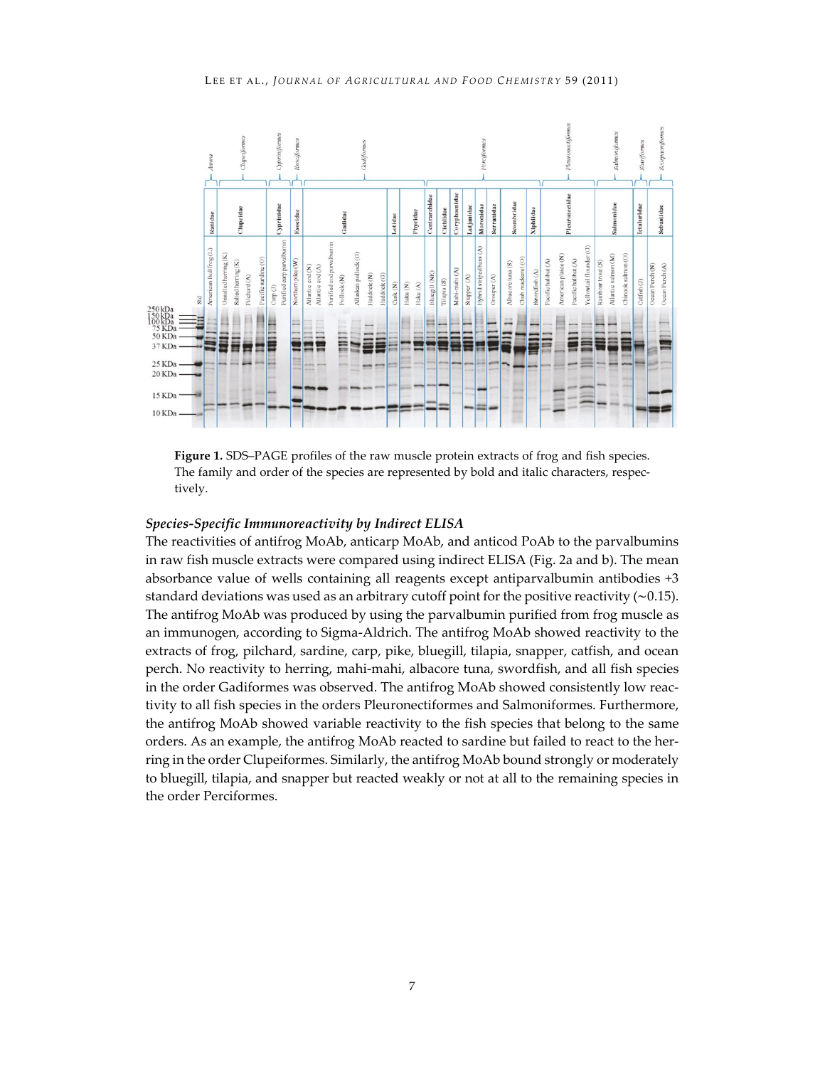**Figure 1.** SDS–PAGE profiles of the raw muscle protein extracts of frog and fish species. The family and order of the species are represented by bold and italic characters, respectively.

### *Species-Specific Immunoreactivity by Indirect ELISA*

The reactivities of antifrog MoAb, anticarp MoAb, and anticod PoAb to the parvalbumins in raw fish muscle extracts were compared using indirect ELISA (Fig. 2a and b). The mean absorbance value of wells containing all reagents except antiparvalbumin antibodies +3 standard deviations was used as an arbitrary cutoff point for the positive reactivity (∼0.15). The antifrog MoAb was produced by using the parvalbumin purified from frog muscle as an immunogen, according to Sigma-Aldrich. The antifrog MoAb showed reactivity to the extracts of frog, pilchard, sardine, carp, pike, bluegill, tilapia, snapper, catfish, and ocean perch. No reactivity to herring, mahi-mahi, albacore tuna, swordfish, and all fish species in the order Gadiformes was observed. The antifrog MoAb showed consistently low reactivity to all fish species in the orders Pleuronectiformes and Salmoniformes. Furthermore, the antifrog MoAb showed variable reactivity to the fish species that belong to the same orders. As an example, the antifrog MoAb reacted to sardine but failed to react to the herring in the order Clupeiformes. Similarly, the antifrog MoAb bound strongly or moderately to bluegill, tilapia, and snapper but reacted weakly or not at all to the remaining species in the order Perciformes.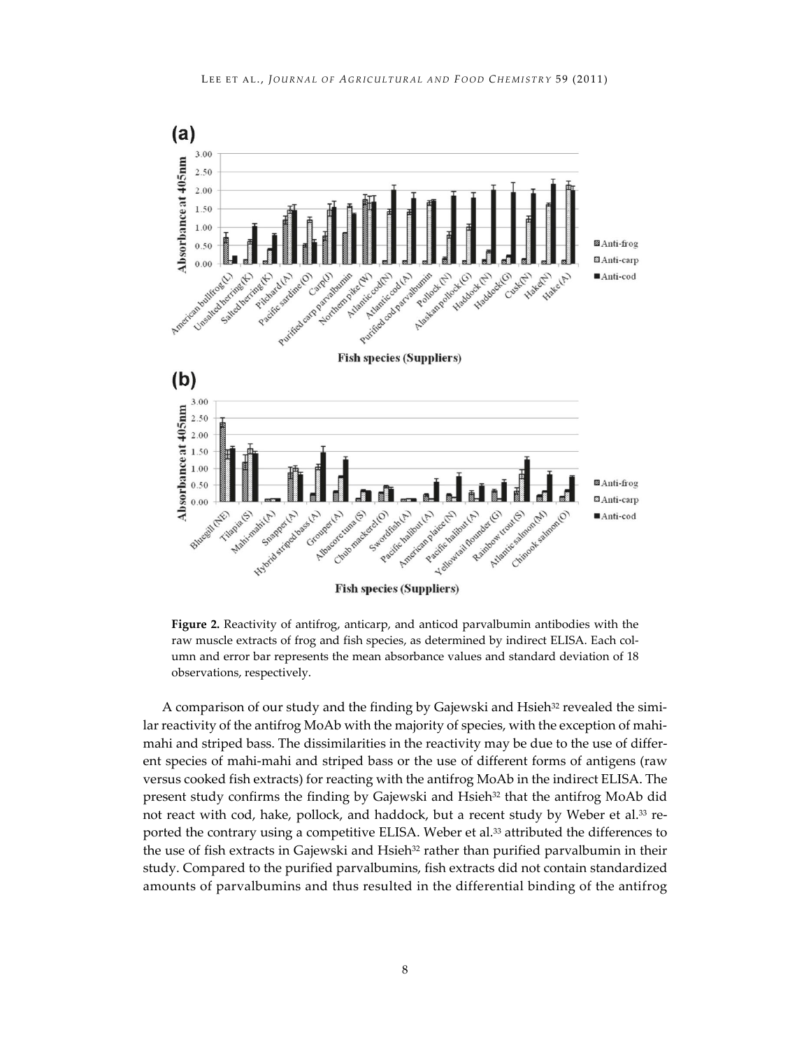**Figure 2.** Reactivity of antifrog, anticarp, and anticod parvalbumin antibodies with the raw muscle extracts of frog and fish species, as determined by indirect ELISA. Each column and error bar represents the mean absorbance values and standard deviation of 18 observations, respectively.

A comparison of our study and the finding by Gajewski and Hsieh[32] revealed the similar reactivity of the antifrog MoAb with the majority of species, with the exception of mahi-mahi and striped bass. The dissimilarities in the reactivity may be due to the use of different species of mahi-mahi and striped bass or the use of different forms of antigens (raw versus cooked fish extracts) for reacting with the antifrog MoAb in the indirect ELISA. The present study confirms the finding by Gajewski and Hsieh[32] that the antifrog MoAb did not react with cod, hake, pollock, and haddock, but a recent study by Weber et al.[33] reported the contrary using a competitive ELISA. Weber et al.[33] attributed the differences to the use of fish extracts in Gajewski and Hsieh[32] rather than purified parvalbumin in their study. Compared to the purified parvalbumins, fish extracts did not contain standardized amounts of parvalbumins and thus resulted in the differential binding of the antifrog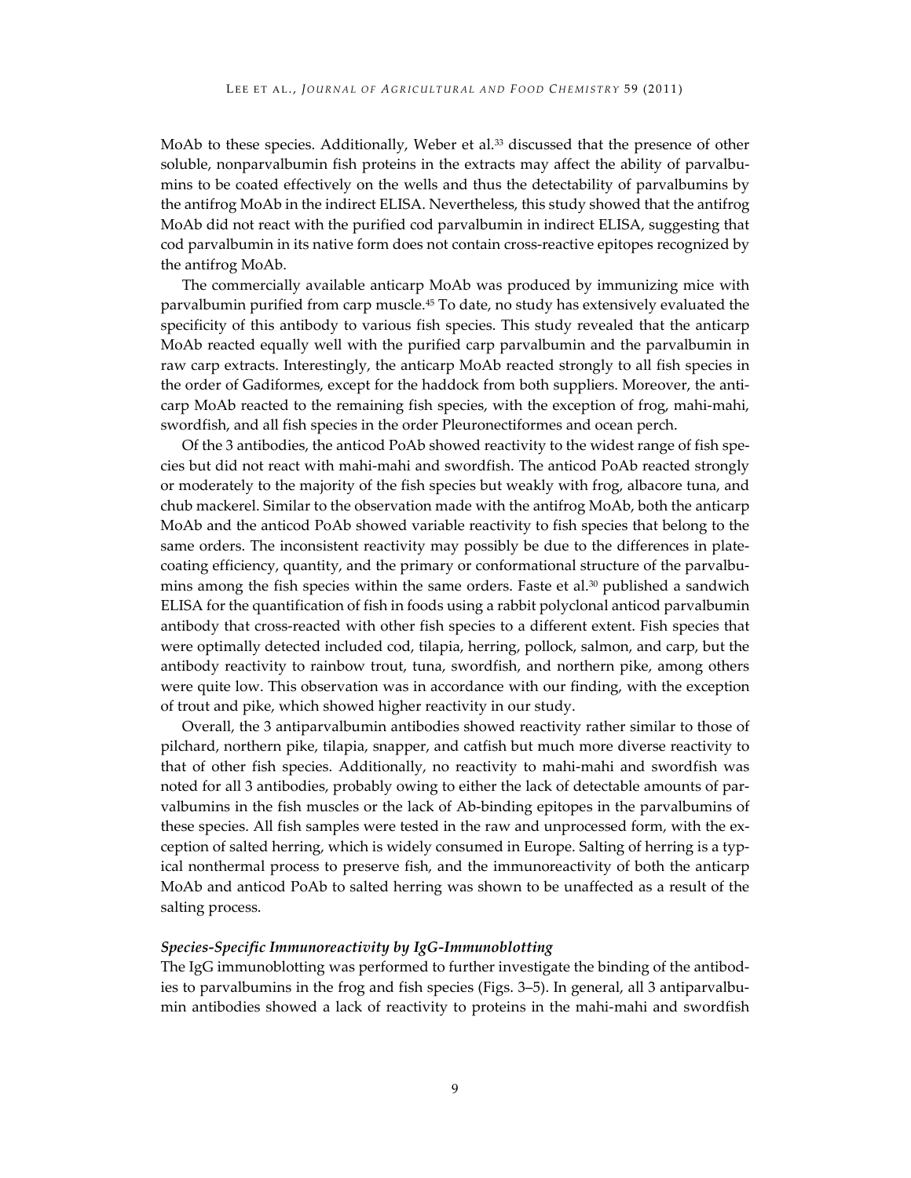MoAb to these species. Additionally, Weber et al.[33] discussed that the presence of other soluble, nonparvalbumin fish proteins in the extracts may affect the ability of parvalbumins to be coated effectively on the wells and thus the detectability of parvalbumins by the antifrog MoAb in the indirect ELISA. Nevertheless, this study showed that the antifrog MoAb did not react with the purified cod parvalbumin in indirect ELISA, suggesting that cod parvalbumin in its native form does not contain cross-reactive epitopes recognized by the antifrog MoAb.

The commercially available anticarp MoAb was produced by immunizing mice with parvalbumin purified from carp muscle.[45] To date, no study has extensively evaluated the specificity of this antibody to various fish species. This study revealed that the anticarp MoAb reacted equally well with the purified carp parvalbumin and the parvalbumin in raw carp extracts. Interestingly, the anticarp MoAb reacted strongly to all fish species in the order of Gadiformes, except for the haddock from both suppliers. Moreover, the anticarp MoAb reacted to the remaining fish species, with the exception of frog, mahi-mahi, swordfish, and all fish species in the order Pleuronectiformes and ocean perch.

Of the 3 antibodies, the anticod PoAb showed reactivity to the widest range of fish species but did not react with mahi-mahi and swordfish. The anticod PoAb reacted strongly or moderately to the majority of the fish species but weakly with frog, albacore tuna, and chub mackerel. Similar to the observation made with the antifrog MoAb, both the anticarp MoAb and the anticod PoAb showed variable reactivity to fish species that belong to the same orders. The inconsistent reactivity may possibly be due to the differences in plate-coating efficiency, quantity, and the primary or conformational structure of the parvalbumins among the fish species within the same orders. Faste et al.[30] published a sandwich ELISA for the quantification of fish in foods using a rabbit polyclonal anticod parvalbumin antibody that cross-reacted with other fish species to a different extent. Fish species that were optimally detected included cod, tilapia, herring, pollock, salmon, and carp, but the antibody reactivity to rainbow trout, tuna, swordfish, and northern pike, among others were quite low. This observation was in accordance with our finding, with the exception of trout and pike, which showed higher reactivity in our study.

Overall, the 3 antiparvalbumin antibodies showed reactivity rather similar to those of pilchard, northern pike, tilapia, snapper, and catfish but much more diverse reactivity to that of other fish species. Additionally, no reactivity to mahi-mahi and swordfish was noted for all 3 antibodies, probably owing to either the lack of detectable amounts of parvalbumins in the fish muscles or the lack of Ab-binding epitopes in the parvalbumins of these species. All fish samples were tested in the raw and unprocessed form, with the exception of salted herring, which is widely consumed in Europe. Salting of herring is a typical nonthermal process to preserve fish, and the immunoreactivity of both the anticarp MoAb and anticod PoAb to salted herring was shown to be unaffected as a result of the salting process.

### *Species-Specific Immunoreactivity by IgG-Immunoblotting*

The IgG immunoblotting was performed to further investigate the binding of the antibodies to parvalbumins in the frog and fish species (Figs. 3–5). In general, all 3 antiparvalbumin antibodies showed a lack of reactivity to proteins in the mahi-mahi and swordfish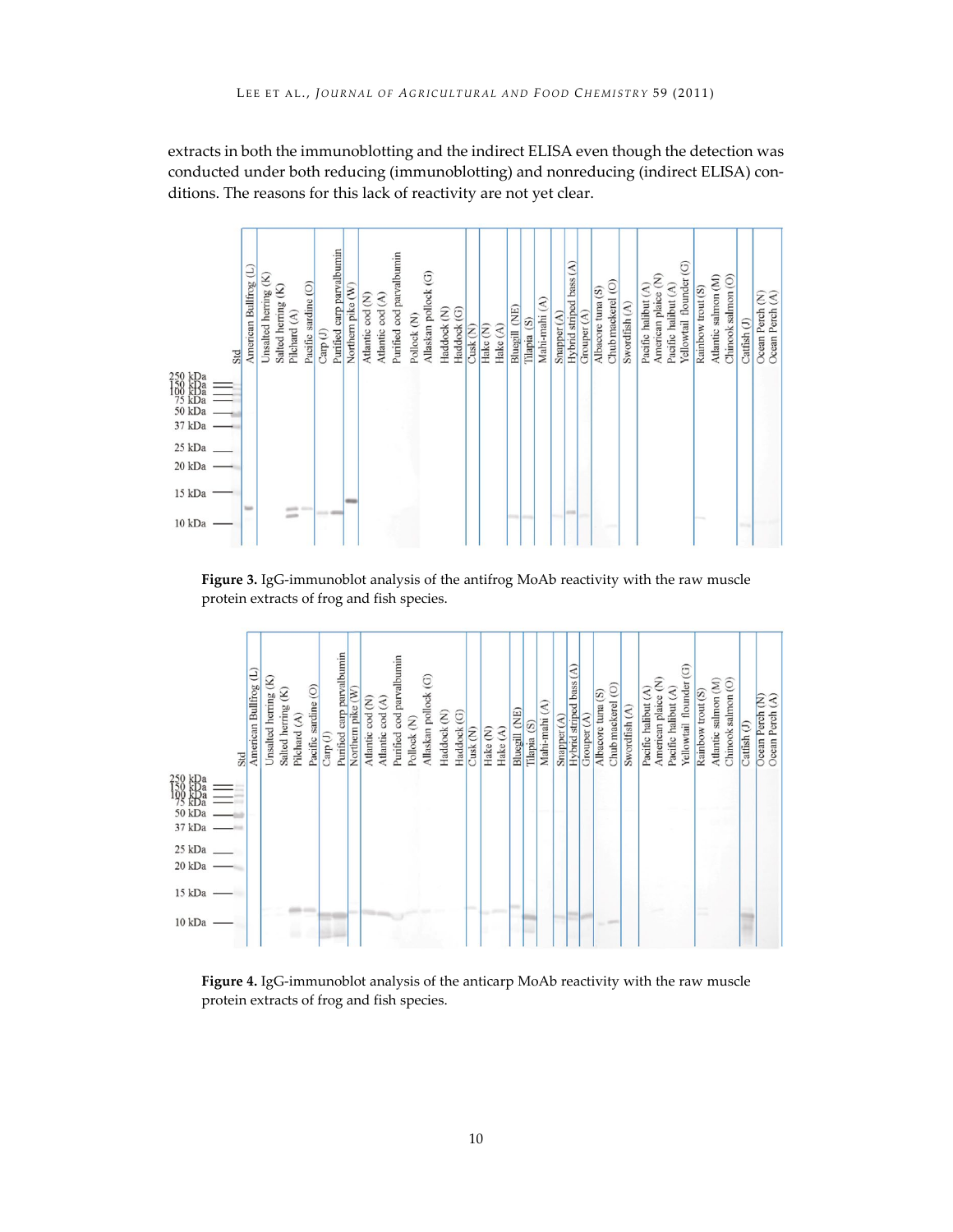extracts in both the immunoblotting and the indirect ELISA even though the detection was conducted under both reducing (immunoblotting) and nonreducing (indirect ELISA) conditions. The reasons for this lack of reactivity are not yet clear.

**Figure 3.** IgG-immunoblot analysis of the antifrog MoAb reactivity with the raw muscle protein extracts of frog and fish species.

**Figure 4.** IgG-immunoblot analysis of the anticarp MoAb reactivity with the raw muscle protein extracts of frog and fish species.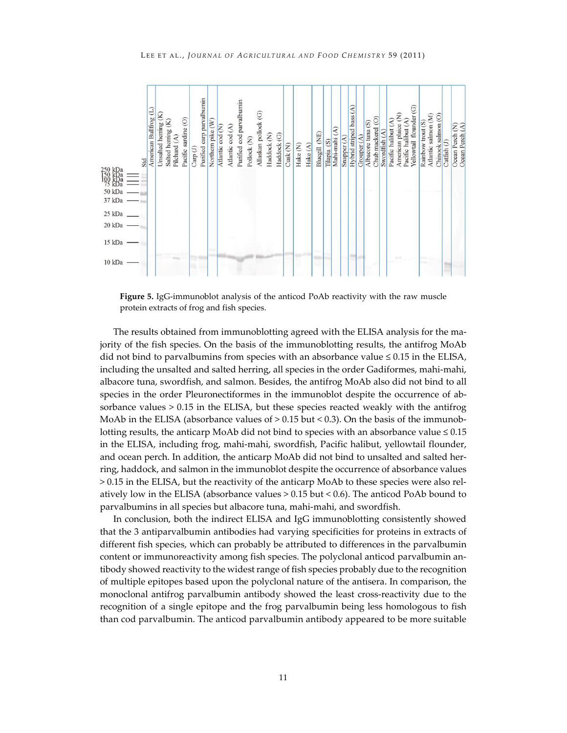**Figure 5.** IgG-immunoblot analysis of the anticod PoAb reactivity with the raw muscle protein extracts of frog and fish species.

The results obtained from immunoblotting agreed with the ELISA analysis for the majority of the fish species. On the basis of the immunoblotting results, the antifrog MoAb did not bind to parvalbumins from species with an absorbance value ≤ 0.15 in the ELISA, including the unsalted and salted herring, all species in the order Gadiformes, mahi-mahi, albacore tuna, swordfish, and salmon. Besides, the antifrog MoAb also did not bind to all species in the order Pleuronectiformes in the immunoblot despite the occurrence of absorbance values > 0.15 in the ELISA, but these species reacted weakly with the antifrog MoAb in the ELISA (absorbance values of > 0.15 but < 0.3). On the basis of the immunoblotting results, the anticarp MoAb did not bind to species with an absorbance value ≤ 0.15 in the ELISA, including frog, mahi-mahi, swordfish, Pacific halibut, yellowtail flounder, and ocean perch. In addition, the anticarp MoAb did not bind to unsalted and salted herring, haddock, and salmon in the immunoblot despite the occurrence of absorbance values > 0.15 in the ELISA, but the reactivity of the anticarp MoAb to these species were also relatively low in the ELISA (absorbance values > 0.15 but < 0.6). The anticod PoAb bound to parvalbumins in all species but albacore tuna, mahi-mahi, and swordfish.

In conclusion, both the indirect ELISA and IgG immunoblotting consistently showed that the 3 antiparvalbumin antibodies had varying specificities for proteins in extracts of different fish species, which can probably be attributed to differences in the parvalbumin content or immunoreactivity among fish species. The polyclonal anticod parvalbumin antibody showed reactivity to the widest range of fish species probably due to the recognition of multiple epitopes based upon the polyclonal nature of the antisera. In comparison, the monoclonal antifrog parvalbumin antibody showed the least cross-reactivity due to the recognition of a single epitope and the frog parvalbumin being less homologous to fish than cod parvalbumin. The anticod parvalbumin antibody appeared to be more suitable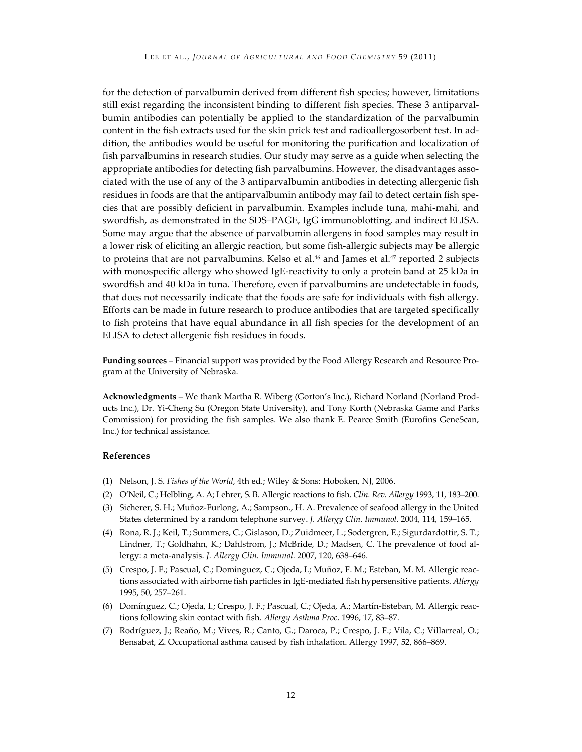for the detection of parvalbumin derived from different fish species; however, limitations still exist regarding the inconsistent binding to different fish species. These 3 antiparvalbumin antibodies can potentially be applied to the standardization of the parvalbumin content in the fish extracts used for the skin prick test and radioallergosorbent test. In addition, the antibodies would be useful for monitoring the purification and localization of fish parvalbumins in research studies. Our study may serve as a guide when selecting the appropriate antibodies for detecting fish parvalbumins. However, the disadvantages associated with the use of any of the 3 antiparvalbumin antibodies in detecting allergenic fish residues in foods are that the antiparvalbumin antibody may fail to detect certain fish species that are possibly deficient in parvalbumin. Examples include tuna, mahi-mahi, and swordfish, as demonstrated in the SDS–PAGE, IgG immunoblotting, and indirect ELISA. Some may argue that the absence of parvalbumin allergens in food samples may result in a lower risk of eliciting an allergic reaction, but some fish-allergic subjects may be allergic to proteins that are not parvalbumins. Kelso et al.[46] and James et al.[47] reported 2 subjects with monospecific allergy who showed IgE-reactivity to only a protein band at 25 kDa in swordfish and 40 kDa in tuna. Therefore, even if parvalbumins are undetectable in foods, that does not necessarily indicate that the foods are safe for individuals with fish allergy. Efforts can be made in future research to produce antibodies that are targeted specifically to fish proteins that have equal abundance in all fish species for the development of an ELISA to detect allergenic fish residues in foods.

**Funding sources** – Financial support was provided by the Food Allergy Research and Resource Program at the University of Nebraska.

**Acknowledgments** – We thank Martha R. Wiberg (Gorton's Inc.), Richard Norland (Norland Products Inc.), Dr. Yi-Cheng Su (Oregon State University), and Tony Korth (Nebraska Game and Parks Commission) for providing the fish samples. We also thank E. Pearce Smith (Eurofins GeneScan, Inc.) for technical assistance.

## References

(1) Nelson, J. S. *Fishes of the World*, 4th ed.; Wiley & Sons: Hoboken, NJ, 2006.

(2) O'Neil, C.; Helbling, A. A; Lehrer, S. B. Allergic reactions to fish. *Clin. Rev. Allergy* 1993, 11, 183–200.

(3) Sicherer, S. H.; Muñoz-Furlong, A.; Sampson., H. A. Prevalence of seafood allergy in the United States determined by a random telephone survey. *J. Allergy Clin. Immunol.* 2004, 114, 159–165.

(4) Rona, R. J.; Keil, T.; Summers, C.; Gislason, D.; Zuidmeer, L.; Sodergren, E.; Sigurdardottir, S. T.; Lindner, T.; Goldhahn, K.; Dahlstrom, J.; McBride, D.; Madsen, C. The prevalence of food allergy: a meta-analysis. *J. Allergy Clin. Immunol.* 2007, 120, 638–646.

(5) Crespo, J. F.; Pascual, C.; Dominguez, C.; Ojeda, I.; Muñoz, F. M.; Esteban, M. M. Allergic reactions associated with airborne fish particles in IgE-mediated fish hypersensitive patients. *Allergy* 1995, 50, 257–261.

(6) Domínguez, C.; Ojeda, I.; Crespo, J. F.; Pascual, C.; Ojeda, A.; Martín-Esteban, M. Allergic reactions following skin contact with fish. *Allergy Asthma Proc.* 1996, 17, 83–87.

(7) Rodríguez, J.; Reaño, M.; Vives, R.; Canto, G.; Daroca, P.; Crespo, J. F.; Vila, C.; Villarreal, O.; Bensabat, Z. Occupational asthma caused by fish inhalation. Allergy 1997, 52, 866–869.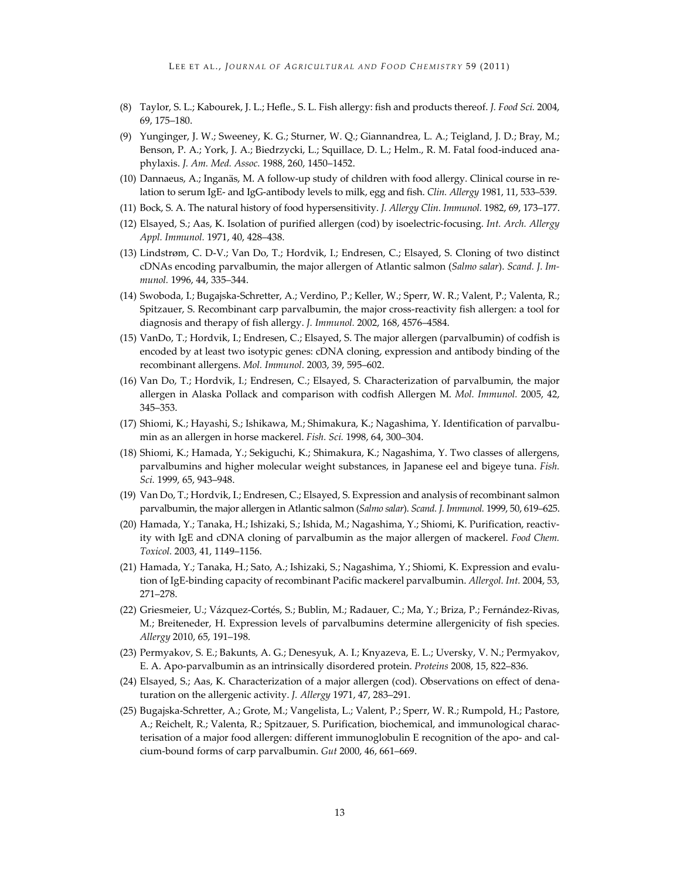(8) Taylor, S. L.; Kabourek, J. L.; Hefle., S. L. Fish allergy: fish and products thereof. *J. Food Sci.* 2004, 69, 175–180.

(9) Yunginger, J. W.; Sweeney, K. G.; Sturner, W. Q.; Giannandrea, L. A.; Teigland, J. D.; Bray, M.; Benson, P. A.; York, J. A.; Biedrzycki, L.; Squillace, D. L.; Helm., R. M. Fatal food-induced anaphylaxis. *J. Am. Med. Assoc.* 1988, 260, 1450–1452.

(10) Dannaeus, A.; Inganäs, M. A follow-up study of children with food allergy. Clinical course in relation to serum IgE- and IgG-antibody levels to milk, egg and fish. *Clin. Allergy* 1981, 11, 533–539.

(11) Bock, S. A. The natural history of food hypersensitivity. *J. Allergy Clin. Immunol.* 1982, 69, 173–177.

(12) Elsayed, S.; Aas, K. Isolation of purified allergen (cod) by isoelectric-focusing. *Int. Arch. Allergy Appl. Immunol.* 1971, 40, 428–438.

(13) Lindstrøm, C. D-V.; Van Do, T.; Hordvik, I.; Endresen, C.; Elsayed, S. Cloning of two distinct cDNAs encoding parvalbumin, the major allergen of Atlantic salmon (*Salmo salar*). *Scand. J. Immunol.* 1996, 44, 335–344.

(14) Swoboda, I.; Bugajska-Schretter, A.; Verdino, P.; Keller, W.; Sperr, W. R.; Valent, P.; Valenta, R.; Spitzauer, S. Recombinant carp parvalbumin, the major cross-reactivity fish allergen: a tool for diagnosis and therapy of fish allergy. *J. Immunol.* 2002, 168, 4576–4584.

(15) VanDo, T.; Hordvik, I.; Endresen, C.; Elsayed, S. The major allergen (parvalbumin) of codfish is encoded by at least two isotypic genes: cDNA cloning, expression and antibody binding of the recombinant allergens. *Mol. Immunol.* 2003, 39, 595–602.

(16) Van Do, T.; Hordvik, I.; Endresen, C.; Elsayed, S. Characterization of parvalbumin, the major allergen in Alaska Pollack and comparison with codfish Allergen M. *Mol. Immunol.* 2005, 42, 345–353.

(17) Shiomi, K.; Hayashi, S.; Ishikawa, M.; Shimakura, K.; Nagashima, Y. Identification of parvalbumin as an allergen in horse mackerel. *Fish. Sci.* 1998, 64, 300–304.

(18) Shiomi, K.; Hamada, Y.; Sekiguchi, K.; Shimakura, K.; Nagashima, Y. Two classes of allergens, parvalbumins and higher molecular weight substances, in Japanese eel and bigeye tuna. *Fish. Sci.* 1999, 65, 943–948.

(19) Van Do, T.; Hordvik, I.; Endresen, C.; Elsayed, S. Expression and analysis of recombinant salmon parvalbumin, the major allergen in Atlantic salmon (*Salmo salar*). *Scand. J. Immunol.* 1999, 50, 619–625.

(20) Hamada, Y.; Tanaka, H.; Ishizaki, S.; Ishida, M.; Nagashima, Y.; Shiomi, K. Purification, reactivity with IgE and cDNA cloning of parvalbumin as the major allergen of mackerel. *Food Chem. Toxicol.* 2003, 41, 1149–1156.

(21) Hamada, Y.; Tanaka, H.; Sato, A.; Ishizaki, S.; Nagashima, Y.; Shiomi, K. Expression and evaluation of IgE-binding capacity of recombinant Pacific mackerel parvalbumin. *Allergol. Int.* 2004, 53, 271–278.

(22) Griesmeier, U.; Vázquez-Cortés, S.; Bublin, M.; Radauer, C.; Ma, Y.; Briza, P.; Fernández-Rivas, M.; Breiteneder, H. Expression levels of parvalbumins determine allergenicity of fish species. *Allergy* 2010, 65, 191–198.

(23) Permyakov, S. E.; Bakunts, A. G.; Denesyuk, A. I.; Knyazeva, E. L.; Uversky, V. N.; Permyakov, E. A. Apo-parvalbumin as an intrinsically disordered protein. *Proteins* 2008, 15, 822–836.

(24) Elsayed, S.; Aas, K. Characterization of a major allergen (cod). Observations on effect of denaturation on the allergenic activity. *J. Allergy* 1971, 47, 283–291.

(25) Bugajska-Schretter, A.; Grote, M.; Vangelista, L.; Valent, P.; Sperr, W. R.; Rumpold, H.; Pastore, A.; Reichelt, R.; Valenta, R.; Spitzauer, S. Purification, biochemical, and immunological characterisation of a major food allergen: different immunoglobulin E recognition of the apo- and calcium-bound forms of carp parvalbumin. *Gut* 2000, 46, 661–669.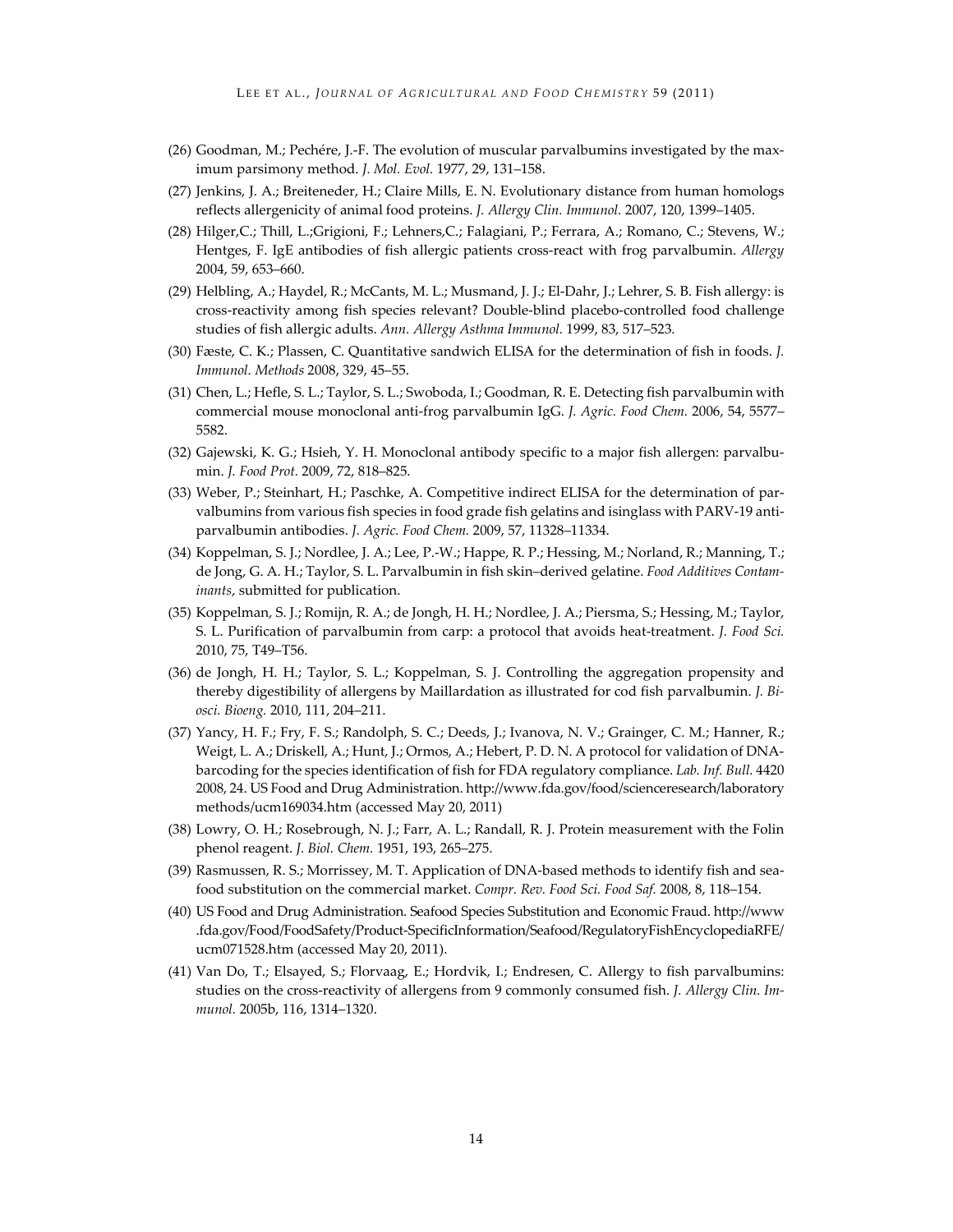(26) Goodman, M.; Pechére, J.-F. The evolution of muscular parvalbumins investigated by the maximum parsimony method. *J. Mol. Evol.* 1977, 29, 131–158.

(27) Jenkins, J. A.; Breiteneder, H.; Claire Mills, E. N. Evolutionary distance from human homologs reflects allergenicity of animal food proteins. *J. Allergy Clin. Immunol.* 2007, 120, 1399–1405.

(28) Hilger,C.; Thill, L.;Grigioni, F.; Lehners,C.; Falagiani, P.; Ferrara, A.; Romano, C.; Stevens, W.; Hentges, F. IgE antibodies of fish allergic patients cross-react with frog parvalbumin. *Allergy* 2004, 59, 653–660.

(29) Helbling, A.; Haydel, R.; McCants, M. L.; Musmand, J. J.; El-Dahr, J.; Lehrer, S. B. Fish allergy: is cross-reactivity among fish species relevant? Double-blind placebo-controlled food challenge studies of fish allergic adults. *Ann. Allergy Asthma Immunol.* 1999, 83, 517–523.

(30) Fæste, C. K.; Plassen, C. Quantitative sandwich ELISA for the determination of fish in foods. *J. Immunol. Methods* 2008, 329, 45–55.

(31) Chen, L.; Hefle, S. L.; Taylor, S. L.; Swoboda, I.; Goodman, R. E. Detecting fish parvalbumin with commercial mouse monoclonal anti-frog parvalbumin IgG. *J. Agric. Food Chem.* 2006, 54, 5577–5582.

(32) Gajewski, K. G.; Hsieh, Y. H. Monoclonal antibody specific to a major fish allergen: parvalbumin. *J. Food Prot.* 2009, 72, 818–825.

(33) Weber, P.; Steinhart, H.; Paschke, A. Competitive indirect ELISA for the determination of parvalbumins from various fish species in food grade fish gelatins and isinglass with PARV-19 anti-parvalbumin antibodies. *J. Agric. Food Chem.* 2009, 57, 11328–11334.

(34) Koppelman, S. J.; Nordlee, J. A.; Lee, P.-W.; Happe, R. P.; Hessing, M.; Norland, R.; Manning, T.; de Jong, G. A. H.; Taylor, S. L. Parvalbumin in fish skin–derived gelatine. *Food Additives Contaminants*, submitted for publication.

(35) Koppelman, S. J.; Romijn, R. A.; de Jongh, H. H.; Nordlee, J. A.; Piersma, S.; Hessing, M.; Taylor, S. L. Purification of parvalbumin from carp: a protocol that avoids heat-treatment. *J. Food Sci.* 2010, 75, T49–T56.

(36) de Jongh, H. H.; Taylor, S. L.; Koppelman, S. J. Controlling the aggregation propensity and thereby digestibility of allergens by Maillardation as illustrated for cod fish parvalbumin. *J. Biosci. Bioeng.* 2010, 111, 204–211.

(37) Yancy, H. F.; Fry, F. S.; Randolph, S. C.; Deeds, J.; Ivanova, N. V.; Grainger, C. M.; Hanner, R.; Weigt, L. A.; Driskell, A.; Hunt, J.; Ormos, A.; Hebert, P. D. N. A protocol for validation of DNA-barcoding for the species identification of fish for FDA regulatory compliance. *Lab. Inf. Bull.* 4420 2008, 24. US Food and Drug Administration. http://www.fda.gov/food/scienceresearch/laboratory methods/ucm169034.htm (accessed May 20, 2011)

(38) Lowry, O. H.; Rosebrough, N. J.; Farr, A. L.; Randall, R. J. Protein measurement with the Folin phenol reagent. *J. Biol. Chem.* 1951, 193, 265–275.

(39) Rasmussen, R. S.; Morrissey, M. T. Application of DNA-based methods to identify fish and seafood substitution on the commercial market. *Compr. Rev. Food Sci. Food Saf.* 2008, 8, 118–154.

(40) US Food and Drug Administration. Seafood Species Substitution and Economic Fraud. http://www.fda.gov/Food/FoodSafety/Product-SpecificInformation/Seafood/RegulatoryFishEncyclopediaRFE/ucm071528.htm (accessed May 20, 2011).

(41) Van Do, T.; Elsayed, S.; Florvaag, E.; Hordvik, I.; Endresen, C. Allergy to fish parvalbumins: studies on the cross-reactivity of allergens from 9 commonly consumed fish. *J. Allergy Clin. Immunol.* 2005b, 116, 1314–1320.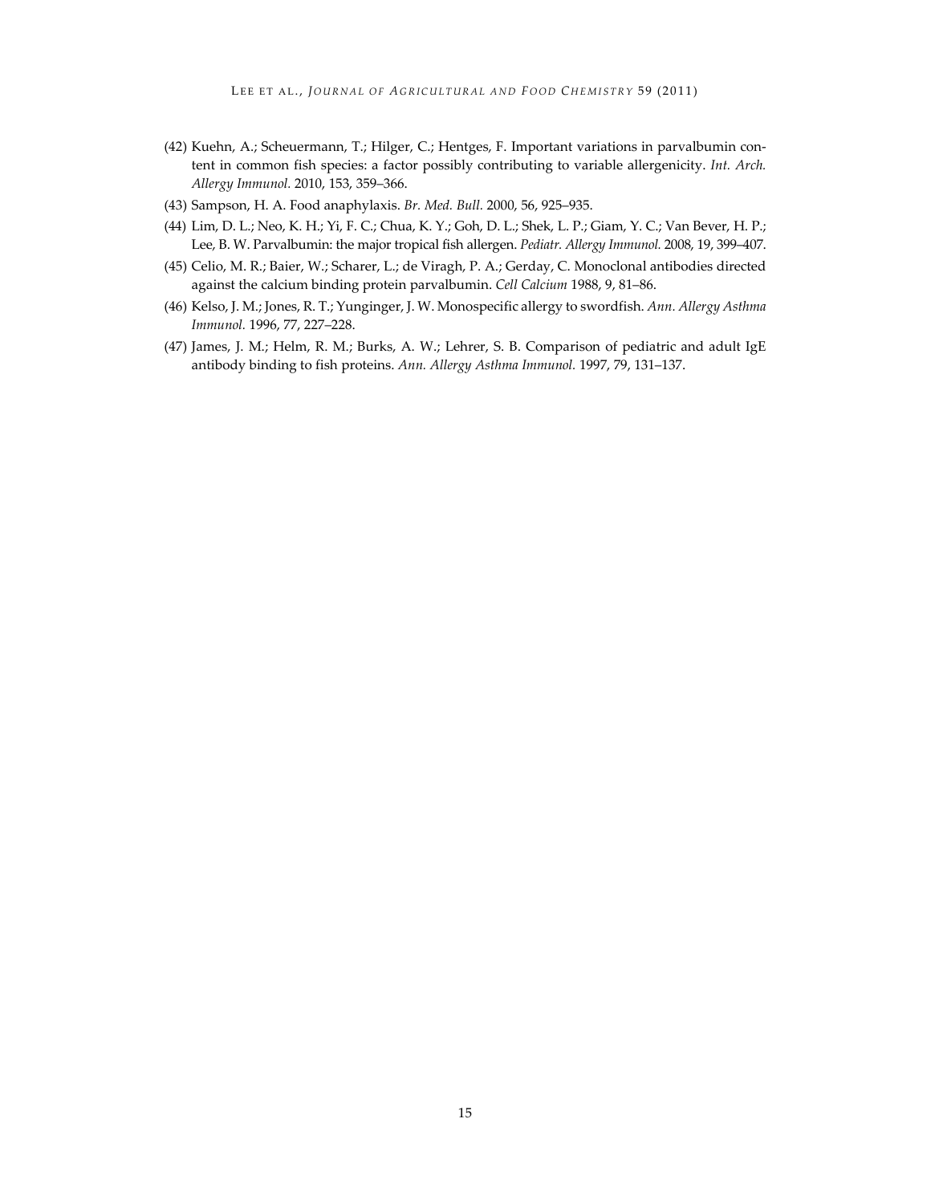(42) Kuehn, A.; Scheuermann, T.; Hilger, C.; Hentges, F. Important variations in parvalbumin content in common fish species: a factor possibly contributing to variable allergenicity. *Int. Arch. Allergy Immunol.* 2010, 153, 359–366.

(43) Sampson, H. A. Food anaphylaxis. *Br. Med. Bull.* 2000, 56, 925–935.

(44) Lim, D. L.; Neo, K. H.; Yi, F. C.; Chua, K. Y.; Goh, D. L.; Shek, L. P.; Giam, Y. C.; Van Bever, H. P.; Lee, B. W. Parvalbumin: the major tropical fish allergen. *Pediatr. Allergy Immunol.* 2008, 19, 399–407.

(45) Celio, M. R.; Baier, W.; Scharer, L.; de Viragh, P. A.; Gerday, C. Monoclonal antibodies directed against the calcium binding protein parvalbumin. *Cell Calcium* 1988, 9, 81–86.

(46) Kelso, J. M.; Jones, R. T.; Yunginger, J. W. Monospecific allergy to swordfish. *Ann. Allergy Asthma Immunol.* 1996, 77, 227–228.

(47) James, J. M.; Helm, R. M.; Burks, A. W.; Lehrer, S. B. Comparison of pediatric and adult IgE antibody binding to fish proteins. *Ann. Allergy Asthma Immunol.* 1997, 79, 131–137.